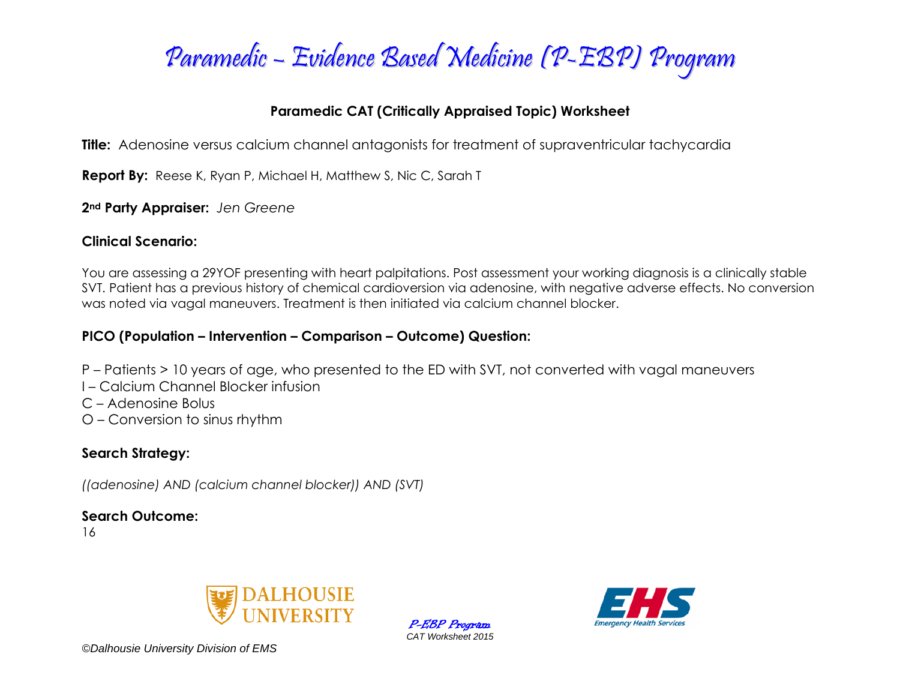# Paramedic – Evidence Based Medicine (P-EBP) Program

## Paramedic CAT (Critically Appraised Topic) Worksheet

**Title:** Adenosine versus calcium channel antagonists for treatment of supraventricular tachycardia

**Report By:** Reese K, Ryan P, Michael H, Matthew S, Nic C, Sarah T

**2nd Party Appraiser:** *Jen Greene*

### Clinical Scenario:

You are assessing a 29YOF presenting with heart palpitations. Post assessment your working diagnosis is a clinically stable SVT. Patient has a previous history of chemical cardioversion via adenosine, with negative adverse effects. No conversion was noted via vagal maneuvers. Treatment is then initiated via calcium channel blocker.

### PICO (Population – Intervention – Comparison – Outcome) Question:

P – Patients > 10 years of age, who presented to the ED with SVT, not converted with vagal maneuvers
I – Calcium Channel Blocker infusion
C – Adenosine Bolus
O – Conversion to sinus rhythm

### Search Strategy:

*((adenosine) AND (calcium channel blocker)) AND (SVT)*

### Search Outcome:

16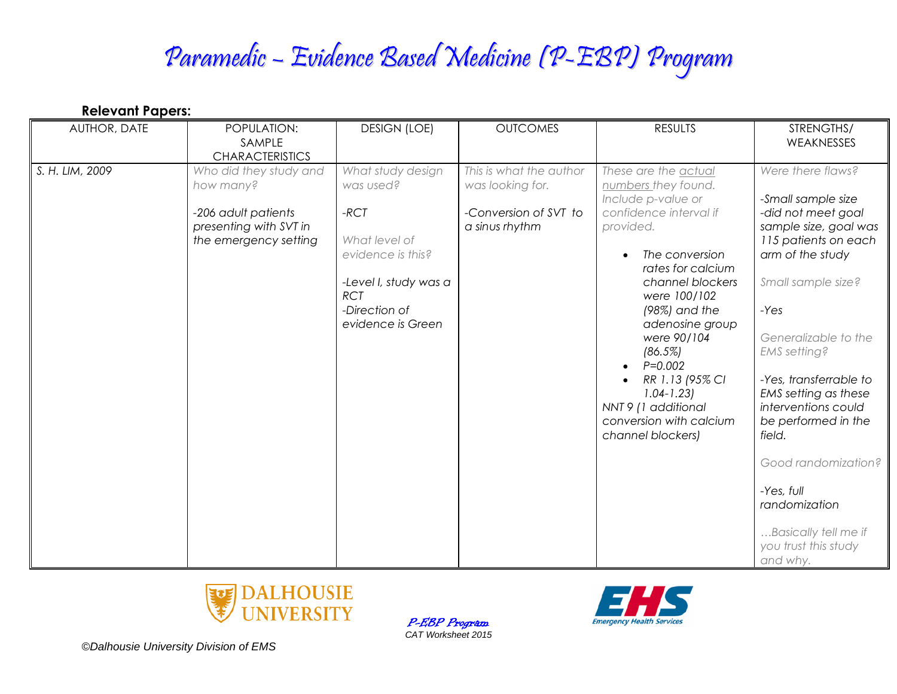# Paramedic – Evidence Based Medicine (P-EBP) Program

**Relevant Papers:**

| AUTHOR, DATE | POPULATION: SAMPLE CHARACTERISTICS | DESIGN (LOE) | OUTCOMES | RESULTS | STRENGTHS/ WEAKNESSES |
|---|---|---|---|---|---|
| *S. H. LIM, 2009* | *Who did they study and how many?*<br><br>*-206 adult patients presenting with SVT in the emergency setting* | *What study design was used?*<br><br>*-RCT*<br><br>*What level of evidence is this?*<br><br>*-Level I, study was a RCT*<br>*-Direction of evidence is Green* | *This is what the author was looking for.*<br><br>*-Conversion of SVT to a sinus rhythm* | *These are the actual numbers they found. Include p-value or confidence interval if provided.*<br><br>• *The conversion rates for calcium channel blockers were 100/102 (98%) and the adenosine group were 90/104 (86.5%)*<br>• *P=0.002*<br>• *RR 1.13 (95% CI 1.04-1.23)*<br>*NNT 9 (1 additional conversion with calcium channel blockers)* | *Were there flaws?*<br><br>*-Small sample size*<br>*-did not meet goal sample size, goal was 115 patients on each arm of the study*<br><br>*Small sample size?*<br><br>*-Yes*<br><br>*Generalizable to the EMS setting?*<br><br>*-Yes, transferrable to EMS setting as these interventions could be performed in the field.*<br><br>*Good randomization?*<br><br>*-Yes, full randomization*<br><br>*…Basically tell me if you trust this study and why.* |

P-EBP Program
CAT Worksheet 2015

*©Dalhousie University Division of EMS*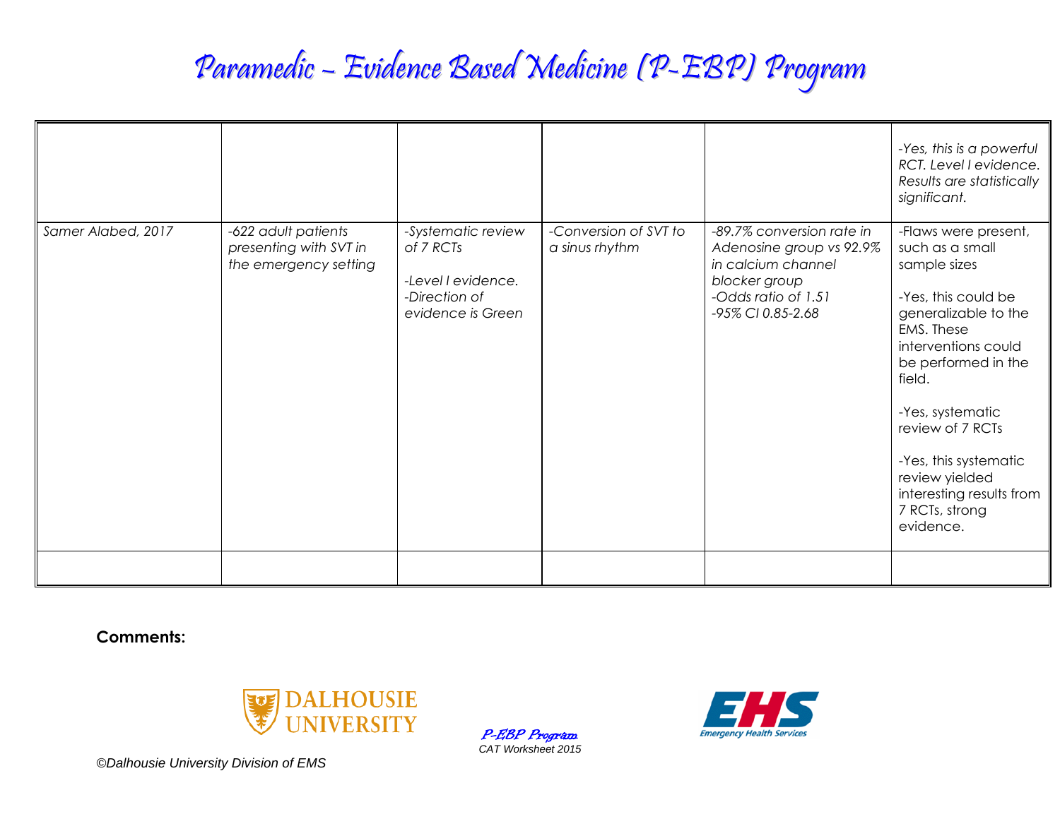# Paramedic – Evidence Based Medicine (P-EBP) Program

| | | | | | |
|---|---|---|---|---|---|
| | | | | | *-Yes, this is a powerful RCT. Level I evidence. Results are statistically significant.* |
| *Samer Alabed, 2017* | *-622 adult patients presenting with SVT in the emergency setting* | *-Systematic review of 7 RCTs*<br><br>*-Level I evidence.*<br>*-Direction of evidence is Green* | *-Conversion of SVT to a sinus rhythm* | *-89.7% conversion rate in Adenosine group vs 92.9% in calcium channel blocker group*<br>*-Odds ratio of 1.51*<br>*-95% CI 0.85-2.68* | -Flaws were present, such as a small sample sizes<br><br>-Yes, this could be generalizable to the EMS. These interventions could be performed in the field.<br><br>-Yes, systematic review of 7 RCTs<br><br>-Yes, this systematic review yielded interesting results from 7 RCTs, strong evidence. |
| | | | | | |

**Comments:**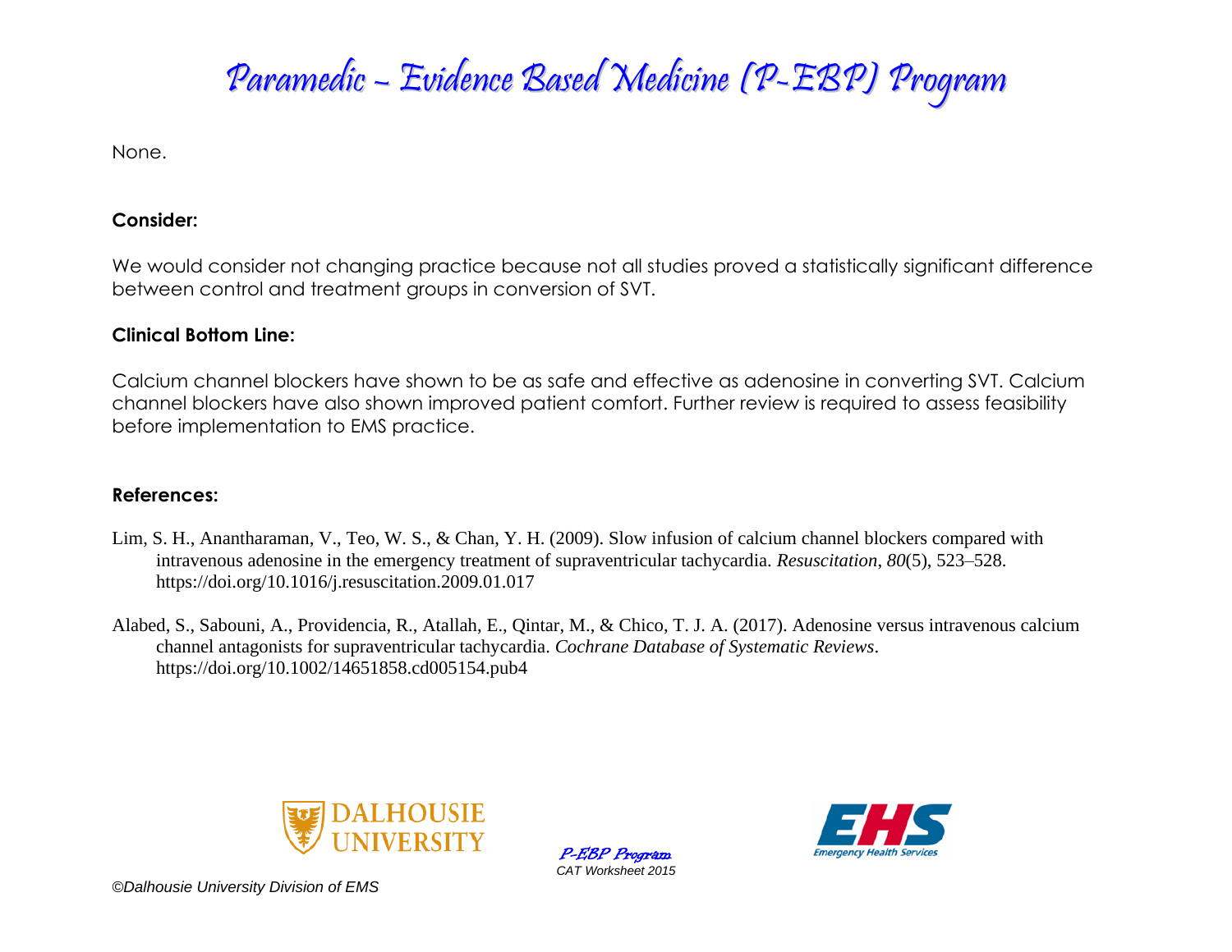None.

**Consider:**

We would consider not changing practice because not all studies proved a statistically significant difference between control and treatment groups in conversion of SVT.

**Clinical Bottom Line:**

Calcium channel blockers have shown to be as safe and effective as adenosine in converting SVT. Calcium channel blockers have also shown improved patient comfort. Further review is required to assess feasibility before implementation to EMS practice.

**References:**

Lim, S. H., Anantharaman, V., Teo, W. S., & Chan, Y. H. (2009). Slow infusion of calcium channel blockers compared with intravenous adenosine in the emergency treatment of supraventricular tachycardia. *Resuscitation*, *80*(5), 523–528. https://doi.org/10.1016/j.resuscitation.2009.01.017

Alabed, S., Sabouni, A., Providencia, R., Atallah, E., Qintar, M., & Chico, T. J. A. (2017). Adenosine versus intravenous calcium channel antagonists for supraventricular tachycardia. *Cochrane Database of Systematic Reviews*. https://doi.org/10.1002/14651858.cd005154.pub4